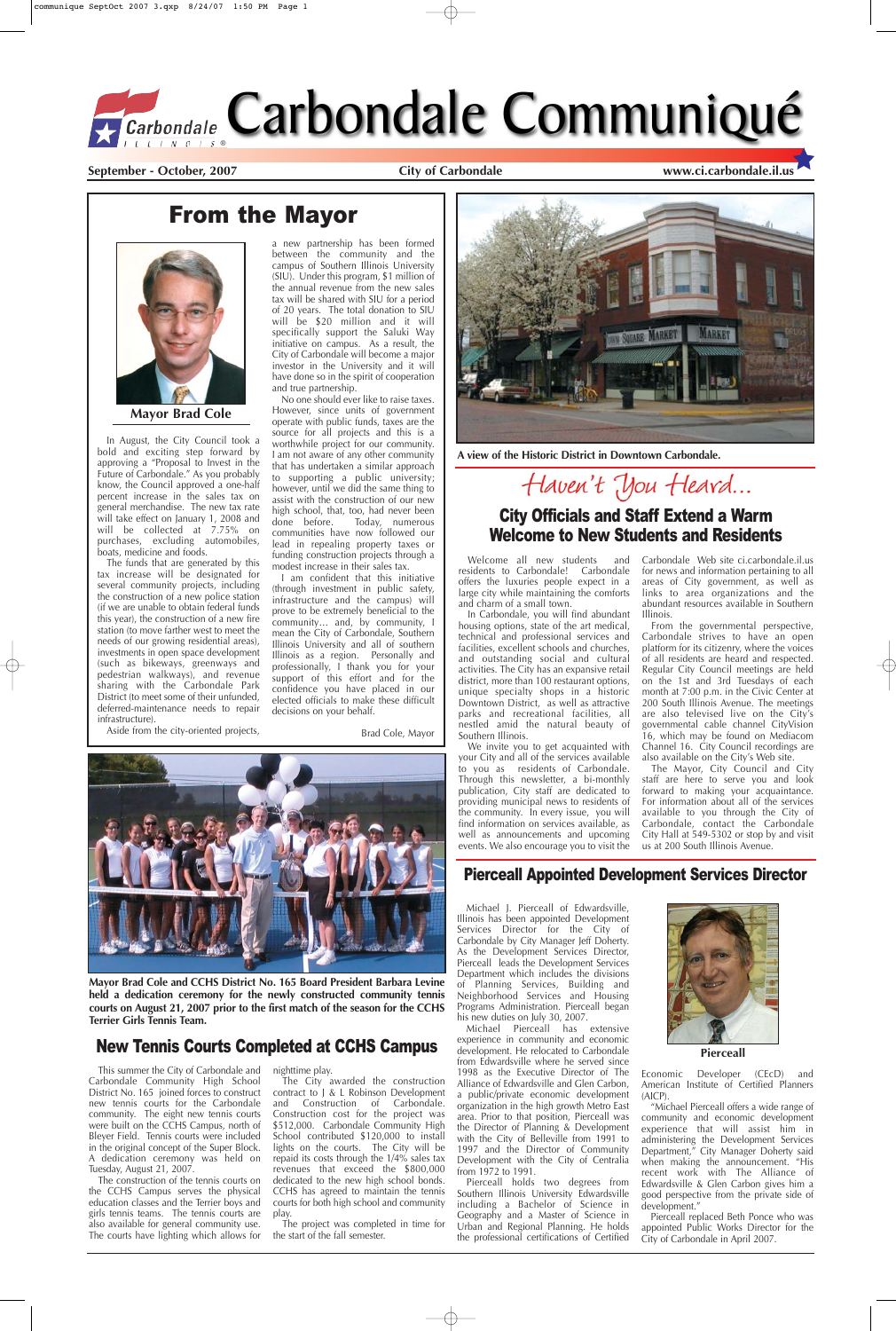# Carbondale Communiqué

**September - October, 2007** | **City of Carbondale** | **www.ci.carbondale.il.us**

## From the Mayor

**Mayor Brad Cole**

In August, the City Council took a bold and exciting step forward by approving a "Proposal to Invest in the Future of Carbondale." As you probably know, the Council approved a one-half percent increase in the sales tax on general merchandise. The new tax rate will take effect on January 1, 2008 and will be collected at 7.75% on purchases, excluding automobiles, boats, medicine and foods.

The funds that are generated by this tax increase will be designated for several community projects, including the construction of a new police station (if we are unable to obtain federal funds this year), the construction of a new fire station (to move farther west to meet the needs of our growing residential areas), investments in open space development (such as bikeways, greenways and pedestrian walkways), and revenue sharing with the Carbondale Park District (to meet some of their unfunded, deferred-maintenance needs to repair infrastructure).

Aside from the city-oriented projects, a new partnership has been formed between the community and the campus of Southern Illinois University (SIU). Under this program, $1 million of the annual revenue from the new sales tax will be shared with SIU for a period of 20 years. The total donation to SIU will be $20 million and it will specifically support the Saluki Way initiative on campus. As a result, the City of Carbondale will become a major investor in the University and it will have done so in the spirit of cooperation and true partnership.

No one should ever like to raise taxes. However, since units of government operate with public funds, taxes are the source for all projects and this is a worthwhile project for our community. I am not aware of any other community that has undertaken a similar approach to supporting a public university; however, until we did the same thing to assist with the construction of our new high school, that, too, had never been done before. Today, numerous communities have now followed our lead in repealing property taxes or funding construction projects through a modest increase in their sales tax.

I am confident that this initiative (through investment in public safety, infrastructure and the campus) will prove to be extremely beneficial to the community... and, by community, I mean the City of Carbondale, Southern Illinois University and all of southern Illinois as a region. Personally and professionally, I thank you for your support of this effort and for the confidence you have placed in our elected officials to make these difficult decisions on your behalf.

Brad Cole, Mayor

**A view of the Historic District in Downtown Carbondale.**

## Haven't You Heard...

### City Officials and Staff Extend a Warm Welcome to New Students and Residents

Welcome all new students and residents to Carbondale! Carbondale offers the luxuries people expect in a large city while maintaining the comforts and charm of a small town.

In Carbondale, you will find abundant housing options, state of the art medical, technical and professional services and facilities, excellent schools and churches, and outstanding social and cultural activities. The City has an expansive retail district, more than 100 restaurant options, unique specialty shops in a historic Downtown District, as well as attractive parks and recreational facilities, all nestled amid the natural beauty of Southern Illinois.

We invite you to get acquainted with your City and all of the services available to you as residents of Carbondale. Through this newsletter, a bi-monthly publication, City staff are dedicated to providing municipal news to residents of the community. In every issue, you will find information on services available, as well as announcements and upcoming events. We also encourage you to visit the Carbondale Web site ci.carbondale.il.us for news and information pertaining to all areas of City government, as well as links to area organizations and the abundant resources available in Southern Illinois.

From the governmental perspective, Carbondale strives to have an open platform for its citizenry, where the voices of all residents are heard and respected. Regular City Council meetings are held on the 1st and 3rd Tuesdays of each month at 7:00 p.m. in the Civic Center at 200 South Illinois Avenue. The meetings are also televised live on the City's governmental cable channel CityVision 16, which may be found on Mediacom Channel 16. City Council recordings are also available on the City's Web site.

The Mayor, City Council and City staff are here to serve you and look forward to making your acquaintance. For information about all of the services available to you through the City of Carbondale, contact the Carbondale City Hall at 549-5302 or stop by and visit us at 200 South Illinois Avenue.

**Mayor Brad Cole and CCHS District No. 165 Board President Barbara Levine held a dedication ceremony for the newly constructed community tennis courts on August 21, 2007 prior to the first match of the season for the CCHS Terrier Girls Tennis Team.**

## New Tennis Courts Completed at CCHS Campus

This summer the City of Carbondale and Carbondale Community High School District No. 165 joined forces to construct new tennis courts for the Carbondale community. The eight new tennis courts were built on the CCHS Campus, north of Bleyer Field. Tennis courts were included in the original concept of the Super Block. A dedication ceremony was held on Tuesday, August 21, 2007.

The construction of the tennis courts on the CCHS Campus serves the physical education classes and the Terrier boys and girls tennis teams. The tennis courts are also available for general community use. The courts have lighting which allows for nighttime play.

The City awarded the construction contract to J & L Robinson Development and Construction of Carbondale. Construction cost for the project was $512,000. Carbondale Community High School contributed $120,000 to install lights on the courts. The City will be repaid its costs through the 1/4% sales tax revenues that exceed the $800,000 dedicated to the new high school bonds. CCHS has agreed to maintain the tennis courts for both high school and community play.

The project was completed in time for the start of the fall semester.

## Pierceall Appointed Development Services Director

Michael J. Pierceall of Edwardsville, Illinois has been appointed Development Services Director for the City of Carbondale by City Manager Jeff Doherty. As the Development Services Director, Pierceall leads the Development Services Department which includes the divisions of Planning Services, Building and Neighborhood Services and Housing Programs Administration. Pierceall began his new duties on July 30, 2007.

Michael Pierceall has extensive experience in community and economic development. He relocated to Carbondale from Edwardsville where he served since 1998 as the Executive Director of The Alliance of Edwardsville and Glen Carbon, a public/private economic development organization in the high growth Metro East area. Prior to that position, Pierceall was the Director of Planning & Development with the City of Belleville from 1991 to 1997 and the Director of Community Development with the City of Centralia from 1972 to 1991.

Pierceall holds two degrees from Southern Illinois University Edwardsville including a Bachelor of Science in Geography and a Master of Science in Urban and Regional Planning. He holds the professional certifications of Certified Economic Developer (CEcD) and American Institute of Certified Planners (AICP).

**Pierceall**

"Michael Pierceall offers a wide range of community and economic development experience that will assist him in administering the Development Services Department," City Manager Doherty said when making the announcement. "His recent work with The Alliance of Edwardsville & Glen Carbon gives him a good perspective from the private side of development."

Pierceall replaced Beth Ponce who was appointed Public Works Director for the City of Carbondale in April 2007.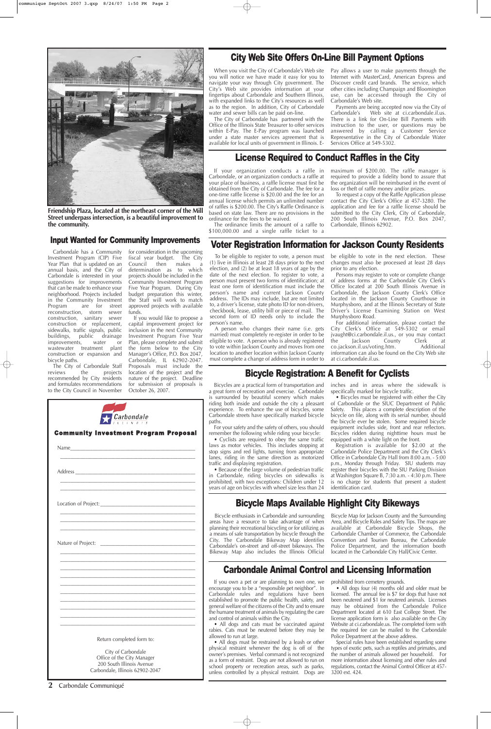Friendship Plaza, located at the northeast corner of the Mill Street underpass intersection, is a beautiful improvement to the community.

## Input Wanted for Community Improvements

Carbondale has a Community Investment Program (CIP) Five Year Plan that is updated on an annual basis, and the City of Carbondale is interested in your suggestions for improvements that can be made to enhance your neighborhood. Projects included in the Community Investment Program are for street reconstruction, storm sewer construction, sanitary sewer construction or replacement, sidewalks, traffic signals, public buildings, public drainage improvements, water or wastewater treatment plant construction or expansion and bicycle paths.

The City of Carbondale Staff reviews the projects recommended by City residents and formulates recommendations to the City Council in November for consideration in the upcoming fiscal year budget. The City Council then makes a determination as to which projects should be included in the Community Investment Program Five Year Program. During City budget preparation this winter, the Staff will work to match approved projects with available funds.

If you would like to propose a capital improvement project for inclusion in the next Community Investment Program Five Year Plan, please complete and submit the form below to the City Manager's Office, P.O. Box 2047, Carbondale, IL 62902-2047. Proposals must include the location of the project and the nature of the project. Deadline for submission of proposals is October 26, 2007.

**Carbondale** ILLINOIS

### Community Investment Program Proposal

Name\_\_\_\_\_\_\_\_\_\_\_\_\_\_\_\_\_\_\_\_\_\_\_\_\_\_\_\_\_\_\_\_\_\_\_\_\_\_\_\_

Address\_\_\_\_\_\_\_\_\_\_\_\_\_\_\_\_\_\_\_\_\_\_\_\_\_\_\_\_\_\_\_\_\_\_\_\_\_\_

Location of Project:\_\_\_\_\_\_\_\_\_\_\_\_\_\_\_\_\_\_\_\_\_\_\_\_\_\_\_\_\_

Nature of Project:\_\_\_\_\_\_\_\_\_\_\_\_\_\_\_\_\_\_\_\_\_\_\_\_\_\_\_\_\_\_

Return completed form to:

City of Carbondale
Office of the City Manager
200 South Illinois Avenue
Carbondale, Illinois 62902-2047

## City Web Site Offers On-Line Bill Payment Options

When you visit the City of Carbondale's Web site you will notice we have made it easy for you to navigate your way through City government. The City's Web site provides information at your fingertips about Carbondale and Southern Illinois, with expanded links to the City's resources as well as to the region. In addition, City of Carbondale water and sewer bills can be paid on-line.

The City of Carbondale has partnered with the Office of the Illinois State Treasurer to offer services within E-Pay. The E-Pay program was launched under a state master services agreement that is available for local units of government in Illinois. E-Pay allows a user to make payments through the Internet with MasterCard, American Express and Discover credit card brands. The service, which other cities including Champaign and Bloomington use, can be accessed through the City of Carbondale's Web site.

Payments are being accepted now via the City of Carbondale's Web site at ci.carbondale.il.us. There is a link for On-Line Bill Payments with instruction to the user, or questions may be answered by calling a Customer Service Representative in the City of Carbondale Water Services Office at 549-5302.

## License Required to Conduct Raffles in the City

If your organization conducts a raffle in Carbondale, or an organization conducts a raffle at your place of business, a raffle license must first be obtained from the City of Carbondale. The fee for a one-time raffle license is $20.00 and the fee for an annual license which permits an unlimited number of raffles is $200.00. The City's Raffle Ordinance is based on state law. There are no provisions in the ordinance for the fees to be waived.

The ordinance limits the amount of a raffle to $100,000.00 and a single raffle ticket to a maximum of $200.00. The raffle manager is required to provide a fidelity bond to assure that the organization will be reimbursed in the event of loss or theft of raffle money and/or prizes.

To request a copy of the Raffle Application please contact the City Clerk's Office at 457-3280. The application and fee for a raffle license should be submitted to the City Clerk, City of Carbondale, 200 South Illinois Avenue, P.O. Box 2047, Carbondale, Illinois 62902.

## Voter Registration Information for Jackson County Residents

To be eligible to register to vote, a person must (1) live in Illinois at least 28 days prior to the next election, and (2) be at least 18 years of age by the date of the next election. To register to vote, a person must present two forms of identification; at least one form of identification must include the person's name and current Jackson County address. The IDs may include, but are not limited to, a driver's license, state photo ID for non-drivers, checkbook, lease, utility bill or piece of mail. The second form of ID needs only to include the person's name.

A person who changes their name (i.e. gets married) must completely re-register in order to be eligible to vote. A person who is already registered to vote within Jackson County and moves from one location to another location within Jackson County must complete a change of address form in order to be eligible to vote in the next election. These changes must also be processed at least 28 days prior to any election.

Persons may register to vote or complete change of address forms at the Carbondale City Clerk's Office located at 200 South Illinois Avenue in Carbondale, the Jackson County Clerk's Office located in the Jackson County Courthouse in Murphysboro, and at the Illinois Secretary of State Driver's License Examining Station on West Murphysboro Road.

For additional information, please contact the City Clerk's Office at 549-5302 or email jvaught@ci.carbondale.il.us., or you may contact the Jackson County Clerk at co.jackson.il.us/voting.htm. Additional information can also be found on the City Web site at ci.carbondale.il.us.

## Bicycle Registration: A Benefit for Cyclists

Bicycles are a practical form of transportation and a great form of recreation and exercise. Carbondale is surrounded by beautiful scenery which makes riding both inside and outside the city a pleasant experience. To enhance the use of bicycles, some Carbondale streets have specifically marked bicycle paths.

For your safety and the safety of others, you should remember the following while riding your bicycle:

- Cyclists are required to obey the same traffic laws as motor vehicles. This includes stopping at stop signs and red lights, turning from appropriate lanes, riding in the same direction as motorized traffic and displaying registration.
- Because of the large volume of pedestrian traffic in Carbondale, riding bicycles on sidewalks is prohibited, with two exceptions: Children under 12 years of age on bicycles with wheel size less than 24 inches and in areas where the sidewalk is specifically marked for bicycle traffic.
- Bicycles must be registered with either the City of Carbondale or the SIUC Department of Public Safety. This places a complete description of the bicycle on file, along with its serial number, should the bicycle ever be stolen. Some required bicycle equipment includes side, front and rear reflectors. Bicycles ridden during nighttime hours must be equipped with a white light on the front.

Registration is available for $2.00 at the Carbondale Police Department and the City Clerk's Office in Carbondale City Hall from 8:00 a.m. - 5:00 p.m., Monday through Friday. SIU students may register their bicycles with the SIU Parking Division at Washington Square B, 7:30 a.m. - 4:30 p.m. There is no charge for students that present a student identification card.

## Bicycle Maps Available Highlight City Bikeways

Bicycle enthusiasts in Carbondale and surrounding areas have a resource to take advantage of when planning their recreational bicycling or for utilizing as a means of safe transportation by bicycle through the City. The Carbondale Bikeway Map identifies Carbondale's on-street and off-street bikeways. The Bikeway Map also includes the Illinois Official Bicycle Map for Jackson County and the Surrounding Area, and Bicycle Rules and Safety Tips. The maps are available at Carbondale Bicycle Shops, the Carbondale Chamber of Commerce, the Carbondale Convention and Tourism Bureau, the Carbondale Police Department, and the information booth located in the Carbondale City Hall/Civic Center.

## Carbondale Animal Control and Licensing Information

If you own a pet or are planning to own one, we encourage you to be a "responsible pet neighbor". In Carbondale rules and regulations have been established to promote the public health, safety, and general welfare of the citizens of the City and to ensure the humane treatment of animals by regulating the care and control of animals within the City.

- All dogs and cats must be vaccinated against rabies. Cats must be neutered before they may be allowed to run at large.
- All dogs must be restrained by a leash or other physical restraint whenever the dog is off of the owner's premises. Verbal command is not recognized as a form of restraint. Dogs are not allowed to run on school property or recreation areas, such as parks, unless controlled by a physical restraint. Dogs are prohibited from cemetery grounds.
- All dogs four (4) months old and older must be licensed. The annual fee is $7 for dogs that have not been neutered and $1 for neutered animals. Licenses may be obtained from the Carbondale Police Department located at 610 East College Street. The license application form is also available on the City Website at ci.carbondale.us. The completed form with the required fee can be mailed to the Carbondale Police Department at the above address.

Special rules have been established regarding some types of exotic pets, such as reptiles and primates, and the number of animals allowed per household. For more information about licensing and other rules and regulations, contact the Animal Control Officer at 457-3200 ext. 424.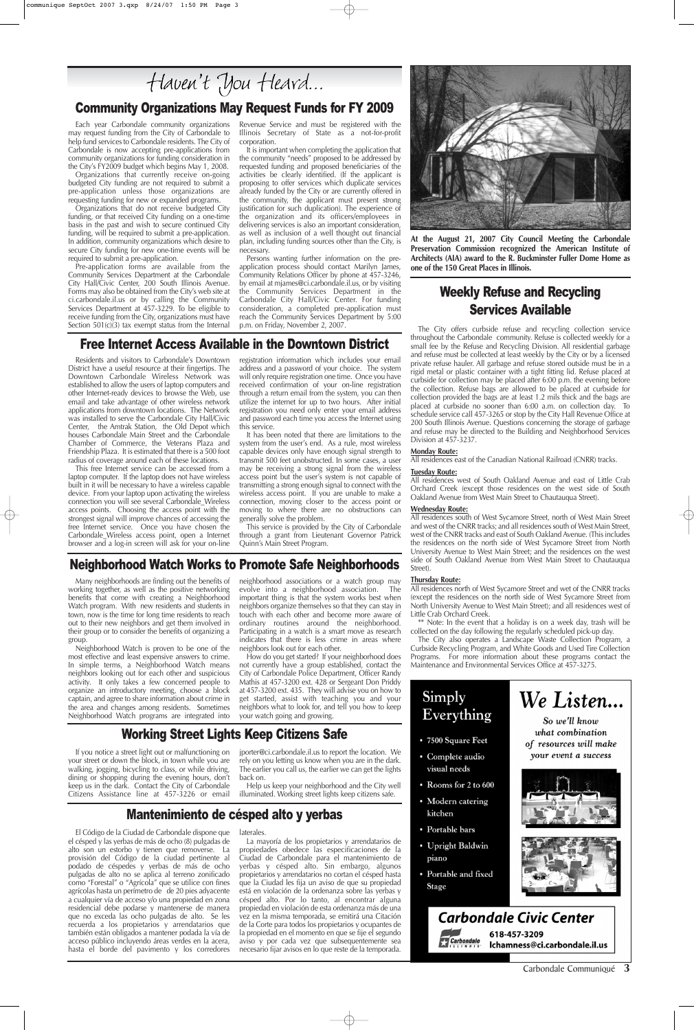# Haven't You Heard...

## Community Organizations May Request Funds for FY 2009

Each year Carbondale community organizations may request funding from the City of Carbondale to help fund services to Carbondale residents. The City of Carbondale is now accepting pre-applications from community organizations for funding consideration in the City's FY2009 budget which begins May 1, 2008.

Organizations that currently receive on-going budgeted City funding are not required to submit a pre-application unless those organizations are requesting funding for new or expanded programs.

Organizations that do not receive budgeted City funding, or that received City funding on a one-time basis in the past and wish to secure continued City funding, will be required to submit a pre-application. In addition, community organizations which desire to secure City funding for new one-time events will be required to submit a pre-application.

Pre-application forms are available from the Community Services Department at the Carbondale City Hall/Civic Center, 200 South Illinois Avenue. Forms may also be obtained from the City's web site at ci.carbondale.il.us or by calling the Community Services Department at 457-3229. To be eligible to receive funding from the City, organizations must have Section 501(c)(3) tax exempt status from the Internal Revenue Service and must be registered with the Illinois Secretary of State as a not-for-profit corporation.

It is important when completing the application that the community "needs" proposed to be addressed by requested funding and proposed beneficiaries of the activities be clearly identified. (If the applicant is proposing to offer services which duplicate services already funded by the City or are currently offered in the community, the applicant must present strong justification for such duplication). The experience of the organization and its officers/employees in delivering services is also an important consideration, as well as inclusion of a well thought out financial plan, including funding sources other than the City, is necessary.

Persons wanting further information on the pre-application process should contact Marilyn James, Community Relations Officer by phone at 457-3246, by email at mjames@ci.carbondale.il.us, or by visiting the Community Services Department in the Carbondale City Hall/Civic Center. For funding consideration, a completed pre-application must reach the Community Services Department by 5:00 p.m. on Friday, November 2, 2007.

**At the August 21, 2007 City Council Meeting the Carbondale Preservation Commission recognized the American Institute of Architects (AIA) award to the R. Buckminster Fuller Dome Home as one of the 150 Great Places in Illinois.**

## Free Internet Access Available in the Downtown District

Residents and visitors to Carbondale's Downtown District have a useful resource at their fingertips. The Downtown Carbondale Wireless Network was established to allow the users of laptop computers and other Internet-ready devices to browse the Web, use email and take advantage of other wireless network applications from downtown locations. The Network was installed to serve the Carbondale City Hall/Civic Center, the Amtrak Station, the Old Depot which houses Carbondale Main Street and the Carbondale Chamber of Commerce, the Veterans Plaza and Friendship Plaza. It is estimated that there is a 500 foot radius of coverage around each of these locations.

This free Internet service can be accessed from a laptop computer. If the laptop does not have wireless built in it will be necessary to have a wireless capable device. From your laptop upon activating the wireless connection you will see several Carbondale_Wireless access points. Choosing the access point with the strongest signal will improve chances of accessing the free Internet service. Once you have chosen the Carbondale_Wireless access point, open a Internet browser and a log-in screen will ask for your on-line registration information which includes your email address and a password of your choice. The system will only require registration one time. Once you have received confirmation of your on-line registration through a return email from the system, you can then utilize the internet for up to two hours. After initial registration you need only enter your email address and password each time you access the Internet using this service.

It has been noted that there are limitations to the system from the user's end. As a rule, most wireless capable devices only have enough signal strength to transmit 500 feet unobstructed. In some cases, a user may be receiving a strong signal from the wireless access point but the user's system is not capable of transmitting a strong enough signal to connect with the wireless access point. If you are unable to make a connection, moving closer to the access point or moving to where there are no obstructions can generally solve the problem.

This service is provided by the City of Carbondale through a grant from Lieutenant Governor Patrick Quinn's Main Street Program.

## Weekly Refuse and Recycling Services Available

The City offers curbside refuse and recycling collection service throughout the Carbondale community. Refuse is collected weekly for a small fee by the Refuse and Recycling Division. All residential garbage and refuse must be collected at least weekly by the City or by a licensed private refuse hauler. All garbage and refuse stored outside must be in a rigid metal or plastic container with a tight fitting lid. Refuse placed at curbside for collection may be placed after 6:00 p.m. the evening before the collection. Refuse bags are allowed to be placed at curbside for collection provided the bags are at least 1.2 mils thick and the bags are placed at curbside no sooner than 6:00 a.m. on collection day. To schedule service call 457-3265 or stop by the City Hall Revenue Office at 200 South Illinois Avenue. Questions concerning the storage of garbage and refuse may be directed to the Building and Neighborhood Services Division at 457-3237.

**Monday Route:**
All residences east of the Canadian National Railroad (CNRR) tracks.

**Tuesday Route:**
All residences west of South Oakland Avenue and east of Little Crab Orchard Creek (except those residences on the west side of South Oakland Avenue from West Main Street to Chautauqua Street).

**Wednesday Route:**
All residences south of West Sycamore Street, north of West Main Street and west of the CNRR tracks; and all residences south of West Main Street, west of the CNRR tracks and east of South Oakland Avenue. (This includes the residences on the north side of West Sycamore Street from North University Avenue to West Main Street; and the residences on the west side of South Oakland Avenue from West Main Street to Chautauqua Street).

**Thursday Route:**
All residences north of West Sycamore Street and wet of the CNRR tracks (except the residences on the north side of West Sycamore Street from North University Avenue to West Main Street); and all residences west of Little Crab Orchard Creek.

** Note: In the event that a holiday is on a week day, trash will be collected on the day following the regularly scheduled pick-up day.

The City also operates a Landscape Waste Collection Program, a Curbside Recycling Program, and White Goods and Used Tire Collection Programs. For more information about these programs contact the Maintenance and Environmental Services Office at 457-3275.

## Neighborhood Watch Works to Promote Safe Neighborhoods

Many neighborhoods are finding out the benefits of working together, as well as the positive networking benefits that come with creating a Neighborhood Watch program. With new residents and students in town, now is the time for long time residents to reach out to their new neighbors and get them involved in their group or to consider the benefits of organizing a group.

Neighborhood Watch is proven to be one of the most effective and least expensive answers to crime. In simple terms, a Neighborhood Watch means neighbors looking out for each other and suspicious activity. It only takes a few concerned people to organize an introductory meeting, choose a block captain, and agree to share information about crime in the area and changes among residents. Sometimes Neighborhood Watch programs are integrated into neighborhood associations or a watch group may evolve into a neighborhood association. The important thing is that the system works best when neighbors organize themselves so that they can stay in touch with each other and become more aware of ordinary routines around the neighborhood. Participating in a watch is a smart move as research indicates that there is less crime in areas where neighbors look out for each other.

How do you get started? If your neighborhood does not currently have a group established, contact the City of Carbondale Police Department, Officer Randy Mathis at 457-3200 ext. 428 or Sergeant Don Priddy at 457-3200 ext. 435. They will advise you on how to get started, assist with teaching you and your neighbors what to look for, and tell you how to keep your watch going and growing.

## Working Street Lights Keep Citizens Safe

If you notice a street light out or malfunctioning on your street or down the block, in town while you are walking, jogging, bicycling to class, or while driving, dining or shopping during the evening hours, don't keep us in the dark. Contact the City of Carbondale Citizens Assistance line at 457-3226 or email jporter@ci.carbondale.il.us to report the location. We rely on you letting us know when you are in the dark. The earlier you call us, the earlier we can get the lights back on.

Help us keep your neighborhood and the City well illuminated. Working street lights keep citizens safe.

## Mantenimiento de césped alto y yerbas

El Código de la Ciudad de Carbondale dispone que el césped y las yerbas de más de ocho (8) pulgadas de alto son un estorbo y tienen que removerse. La provisión del Código de la ciudad pertinente al podado de céspedes y yerbas de más de ocho pulgadas de alto no se aplica al terreno zonificado como "Forestal" o "Agrícola" que se utilice con fines agrícolas hasta un perímetro de de 20 pies adyacente a cualquier vía de acceso y/o una propiedad en zona residencial debe podarse y mantenerse de manera que no exceda las ocho pulgadas de alto. Se les recuerda a los propietarios y arrendatarios que también están obligados a mantener podada la vía de acceso público incluyendo áreas verdes en la acera, hasta el borde del pavimento y los corredores laterales.

La mayoría de los propietarios y arrendatarios de propiedades obedece las especificaciones de la Ciudad de Carbondale para el mantenimiento de yerbas y césped alto. Sin embargo, algunos propietarios y arrendatarios no cortan el césped hasta que la Ciudad les fija un aviso de que su propiedad está en violación de la ordenanza sobre las yerbas y césped alto. Por lo tanto, al encontrar alguna propiedad en violación de esta ordenanza más de una vez en la misma temporada, se emitirá una Citación de la Corte para todos los propietarios u ocupantes de la propiedad en el momento en que se fije el segundo aviso y por cada vez que subsequentemente sea necesario fijar avisos en lo que reste de la temporada.

---

**Simply Everything**

- 7500 Square Feet
- Complete audio visual needs
- Rooms for 2 to 600
- Modern catering kitchen
- Portable bars
- Upright Baldwin piano
- Portable and fixed Stage

*We Listen...*

*So we'll know what combination of resources will make your event a success*

**Carbondale Civic Center**
618-457-3209
lchamness@ci.carbondale.il.us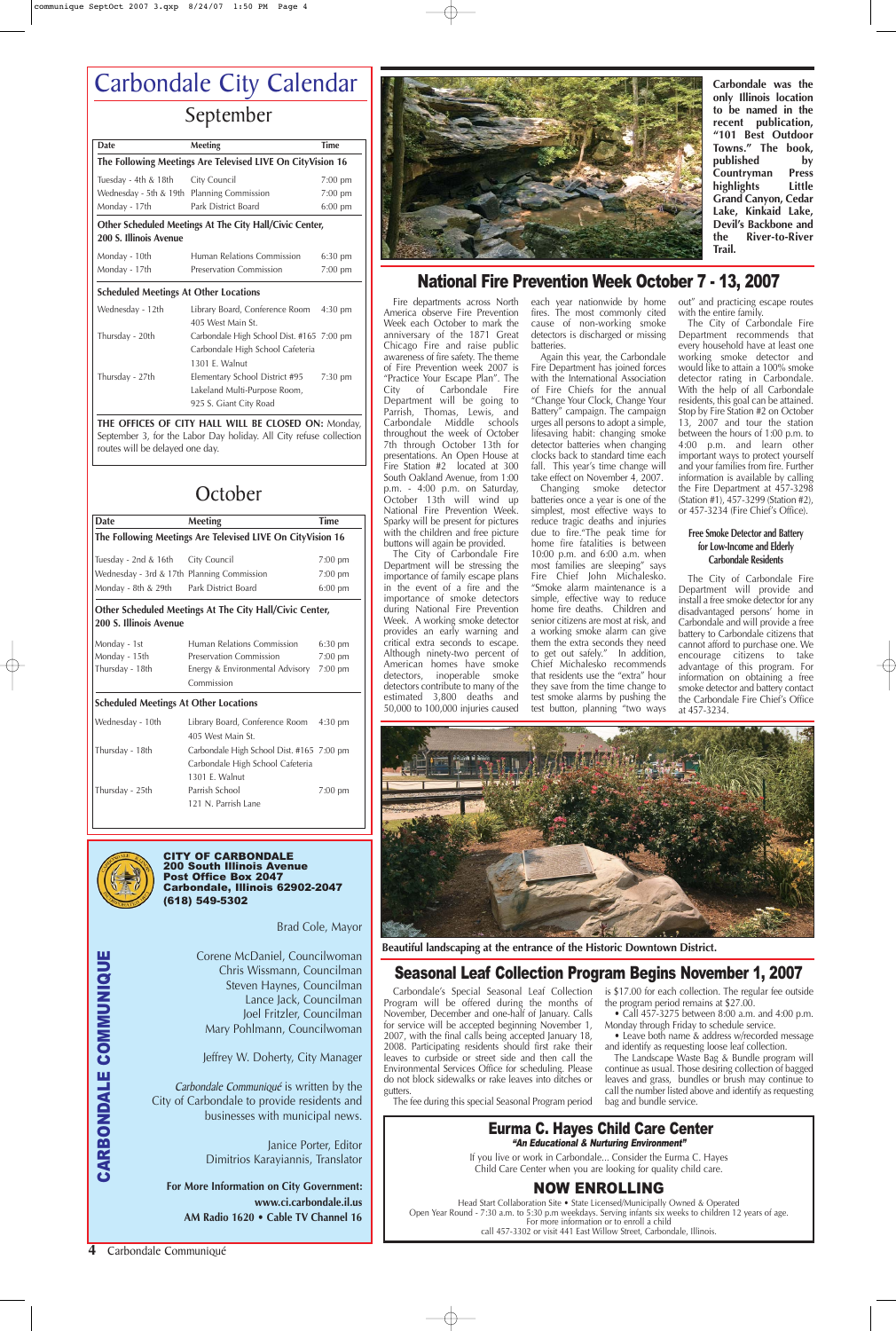# Carbondale City Calendar

## September

| Date | Meeting | Time |
|---|---|---|
| **The Following Meetings Are Televised LIVE On CityVision 16** | | |
| Tuesday - 4th & 18th | City Council | 7:00 pm |
| Wednesday - 5th & 19th | Planning Commission | 7:00 pm |
| Monday - 17th | Park District Board | 6:00 pm |
| **Other Scheduled Meetings At The City Hall/Civic Center, 200 S. Illinois Avenue** | | |
| Monday - 10th | Human Relations Commission | 6:30 pm |
| Monday - 17th | Preservation Commission | 7:00 pm |
| **Scheduled Meetings At Other Locations** | | |
| Wednesday - 12th | Library Board, Conference Room 405 West Main St. | 4:30 pm |
| Thursday - 20th | Carbondale High School Dist. #165 Carbondale High School Cafeteria 1301 E. Walnut | 7:00 pm |
| Thursday - 27th | Elementary School District #95 Lakeland Multi-Purpose Room, 925 S. Giant City Road | 7:30 pm |

**THE OFFICES OF CITY HALL WILL BE CLOSED ON:** Monday, September 3, for the Labor Day holiday. All City refuse collection routes will be delayed one day.

## October

| Date | Meeting | Time |
|---|---|---|
| **The Following Meetings Are Televised LIVE On CityVision 16** | | |
| Tuesday - 2nd & 16th | City Council | 7:00 pm |
| Wednesday - 3rd & 17th | Planning Commission | 7:00 pm |
| Monday - 8th & 29th | Park District Board | 6:00 pm |
| **Other Scheduled Meetings At The City Hall/Civic Center, 200 S. Illinois Avenue** | | |
| Monday - 1st | Human Relations Commission | 6:30 pm |
| Monday - 15th | Preservation Commission | 7:00 pm |
| Thursday - 18th | Energy & Environmental Advisory Commission | 7:00 pm |
| **Scheduled Meetings At Other Locations** | | |
| Wednesday - 10th | Library Board, Conference Room 405 West Main St. | 4:30 pm |
| Thursday - 18th | Carbondale High School Dist. #165 Carbondale High School Cafeteria 1301 E. Walnut | 7:00 pm |
| Thursday - 25th | Parrish School 121 N. Parrish Lane | 7:00 pm |

**CITY OF CARBONDALE**
**200 South Illinois Avenue**
**Post Office Box 2047**
**Carbondale, Illinois 62902-2047**
**(618) 549-5302**

**CARBONDALE COMMUNIQUE**

Brad Cole, Mayor

Corene McDaniel, Councilwoman
Chris Wissmann, Councilman
Steven Haynes, Councilman
Lance Jack, Councilman
Joel Fritzler, Councilman
Mary Pohlmann, Councilwoman

Jeffrey W. Doherty, City Manager

*Carbondale Communiqué* is written by the City of Carbondale to provide residents and businesses with municipal news.

Janice Porter, Editor
Dimitrios Karayiannis, Translator

**For More Information on City Government:**
**www.ci.carbondale.il.us**
**AM Radio 1620 • Cable TV Channel 16**

**Carbondale was the only Illinois location to be named in the recent publication, "101 Best Outdoor Towns." The book, published by Countryman Press highlights Little Grand Canyon, Cedar Lake, Kinkaid Lake, Devil's Backbone and the River-to-River Trail.**

## National Fire Prevention Week October 7 - 13, 2007

Fire departments across North America observe Fire Prevention Week each October to mark the anniversary of the 1871 Great Chicago Fire and raise public awareness of fire safety. The theme of Fire Prevention week 2007 is "Practice Your Escape Plan". The City of Carbondale Fire Department will be going to Parrish, Thomas, Lewis, and Carbondale Middle schools throughout the week of October 7th through October 13th for presentations. An Open House at Fire Station #2 located at 300 South Oakland Avenue, from 1:00 p.m. - 4:00 p.m. on Saturday, October 13th will wind up National Fire Prevention Week. Sparky will be present for pictures with the children and free picture buttons will again be provided.

The City of Carbondale Fire Department will be stressing the importance of family escape plans in the event of a fire and the importance of smoke detectors during National Fire Prevention Week. A working smoke detector provides an early warning and critical extra seconds to escape. Although ninety-two percent of American homes have smoke detectors, inoperable smoke detectors contribute to many of the estimated 3,800 deaths and 50,000 to 100,000 injuries caused each year nationwide by home fires. The most commonly cited cause of non-working smoke detectors is discharged or missing batteries.

Again this year, the Carbondale Fire Department has joined forces with the International Association of Fire Chiefs for the annual "Change Your Clock, Change Your Battery" campaign. The campaign urges all persons to adopt a simple, lifesaving habit: changing smoke detector batteries when changing clocks back to standard time each fall. This year's time change will take effect on November 4, 2007.

Changing smoke detector batteries once a year is one of the simplest, most effective ways to reduce tragic deaths and injuries due to fire."The peak time for home fire fatalities is between 10:00 p.m. and 6:00 a.m. when most families are sleeping" says Fire Chief John Michalesko. "Smoke alarm maintenance is a simple, effective way to reduce home fire deaths. Children and senior citizens are most at risk, and a working smoke alarm can give them the extra seconds they need to get out safely." In addition, Chief Michalesko recommends that residents use the "extra" hour they save from the time change to test smoke alarms by pushing the test button, planning "two ways out" and practicing escape routes with the entire family.

The City of Carbondale Fire Department recommends that every household have at least one working smoke detector and would like to attain a 100% smoke detector rating in Carbondale. With the help of all Carbondale residents, this goal can be attained. Stop by Fire Station #2 on October 13, 2007 and tour the station between the hours of 1:00 p.m. to 4:00 p.m. and learn other important ways to protect yourself and your families from fire. Further information is available by calling the Fire Department at 457-3298 (Station #1), 457-3299 (Station #2), or 457-3234 (Fire Chief's Office).

### Free Smoke Detector and Battery for Low-Income and Elderly Carbondale Residents

The City of Carbondale Fire Department will provide and install a free smoke detector for any disadvantaged persons' home in Carbondale and will provide a free battery to Carbondale citizens that cannot afford to purchase one. We encourage citizens to take advantage of this program. For information on obtaining a free smoke detector and battery contact the Carbondale Fire Chief's Office at 457-3234.

**Beautiful landscaping at the entrance of the Historic Downtown District.**

## Seasonal Leaf Collection Program Begins November 1, 2007

Carbondale's Special Seasonal Leaf Collection Program will be offered during the months of November, December and one-half of January. Calls for service will be accepted beginning November 1, 2007, with the final calls being accepted January 18, 2008. Participating residents should first rake their leaves to curbside or street side and then call the Environmental Services Office for scheduling. Please do not block sidewalks or rake leaves into ditches or gutters.

The fee during this special Seasonal Program period is $17.00 for each collection. The regular fee outside the program period remains at $27.00.

- Call 457-3275 between 8:00 a.m. and 4:00 p.m. Monday through Friday to schedule service.
- Leave both name & address w/recorded message and identify as requesting loose leaf collection.

The Landscape Waste Bag & Bundle program will continue as usual. Those desiring collection of bagged leaves and grass, bundles or brush may continue to call the number listed above and identify as requesting bag and bundle service.

## Eurma C. Hayes Child Care Center

***"An Educational & Nurturing Environment"***

If you live or work in Carbondale... Consider the Eurma C. Hayes Child Care Center when you are looking for quality child care.

## NOW ENROLLING

Head Start Collaboration Site • State Licensed/Municipally Owned & Operated
Open Year Round - 7:30 a.m. to 5:30 p.m weekdays. Serving infants six weeks to children 12 years of age.
For more information or to enroll a child
call 457-3302 or visit 441 East Willow Street, Carbondale, Illinois.